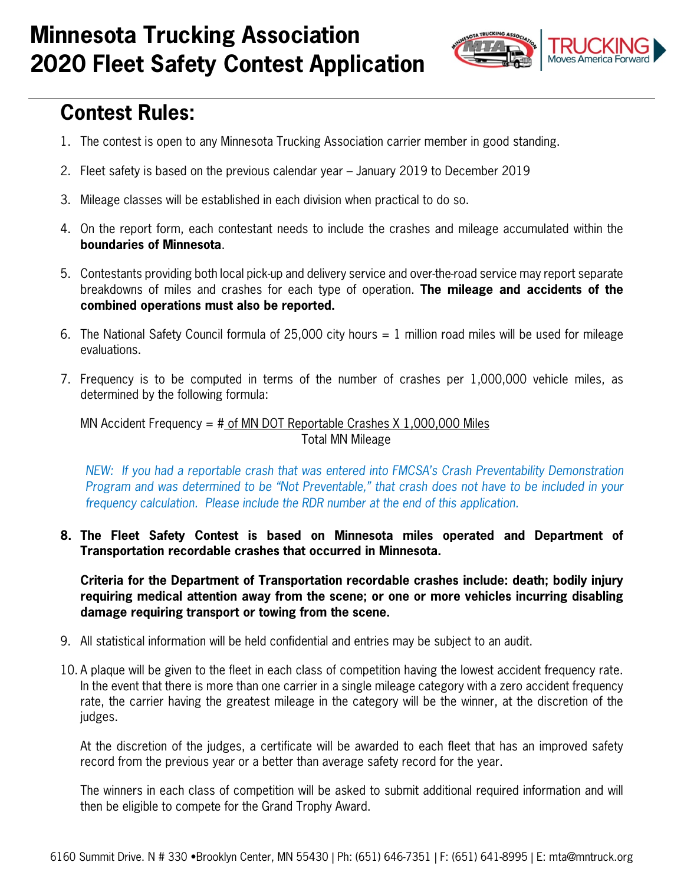# Minnesota Trucking Association
# 2020 Fleet Safety Contest Application

## Contest Rules:

1. The contest is open to any Minnesota Trucking Association carrier member in good standing.

2. Fleet safety is based on the previous calendar year – January 2019 to December 2019

3. Mileage classes will be established in each division when practical to do so.

4. On the report form, each contestant needs to include the crashes and mileage accumulated within the **boundaries of Minnesota**.

5. Contestants providing both local pick-up and delivery service and over-the-road service may report separate breakdowns of miles and crashes for each type of operation. **The mileage and accidents of the combined operations must also be reported.**

6. The National Safety Council formula of 25,000 city hours = 1 million road miles will be used for mileage evaluations.

7. Frequency is to be computed in terms of the number of crashes per 1,000,000 vehicle miles, as determined by the following formula:

   $$\text{MN Accident Frequency} = \frac{\text{\# of MN DOT Reportable Crashes X 1,000,000 Miles}}{\text{Total MN Mileage}}$$

   *NEW: If you had a reportable crash that was entered into FMCSA's Crash Preventability Demonstration Program and was determined to be "Not Preventable," that crash does not have to be included in your frequency calculation. Please include the RDR number at the end of this application.*

8. **The Fleet Safety Contest is based on Minnesota miles operated and Department of Transportation recordable crashes that occurred in Minnesota.**

   **Criteria for the Department of Transportation recordable crashes include: death; bodily injury requiring medical attention away from the scene; or one or more vehicles incurring disabling damage requiring transport or towing from the scene.**

9. All statistical information will be held confidential and entries may be subject to an audit.

10. A plaque will be given to the fleet in each class of competition having the lowest accident frequency rate. In the event that there is more than one carrier in a single mileage category with a zero accident frequency rate, the carrier having the greatest mileage in the category will be the winner, at the discretion of the judges.

    At the discretion of the judges, a certificate will be awarded to each fleet that has an improved safety record from the previous year or a better than average safety record for the year.

    The winners in each class of competition will be asked to submit additional required information and will then be eligible to compete for the Grand Trophy Award.

6160 Summit Drive. N # 330 •Brooklyn Center, MN 55430 | Ph: (651) 646-7351 | F: (651) 641-8995 | E: mta@mntruck.org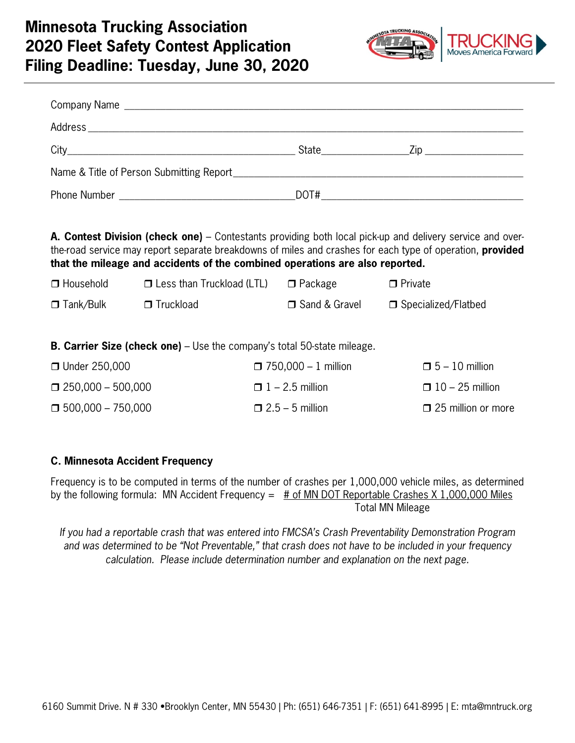# Minnesota Trucking Association
# 2020 Fleet Safety Contest Application
# Filing Deadline: Tuesday, June 30, 2020

Company Name ______________________________________________

Address ______________________________________________

City ____________________________ State ______________ Zip ______________

Name & Title of Person Submitting Report ______________________________________________

Phone Number ______________________ DOT# ______________________

**A. Contest Division (check one)** – Contestants providing both local pick-up and delivery service and over-the-road service may report separate breakdowns of miles and crashes for each type of operation, **provided that the mileage and accidents of the combined operations are also reported.**

| | | | |
|---|---|---|---|
| ❒ Household | ❒ Less than Truckload (LTL) | ❒ Package | ❒ Private |
| ❒ Tank/Bulk | ❒ Truckload | ❒ Sand & Gravel | ❒ Specialized/Flatbed |

**B. Carrier Size (check one)** – Use the company's total 50-state mileage.

| | | |
|---|---|---|
| ❒ Under 250,000 | ❒ 750,000 – 1 million | ❒ 5 – 10 million |
| ❒ 250,000 – 500,000 | ❒ 1 – 2.5 million | ❒ 10 – 25 million |
| ❒ 500,000 – 750,000 | ❒ 2.5 – 5 million | ❒ 25 million or more |

**C. Minnesota Accident Frequency**

Frequency is to be computed in terms of the number of crashes per 1,000,000 vehicle miles, as determined by the following formula:

$$\text{MN Accident Frequency} = \frac{\text{\# of MN DOT Reportable Crashes X 1,000,000 Miles}}{\text{Total MN Mileage}}$$

*If you had a reportable crash that was entered into FMCSA's Crash Preventability Demonstration Program and was determined to be "Not Preventable," that crash does not have to be included in your frequency calculation. Please include determination number and explanation on the next page.*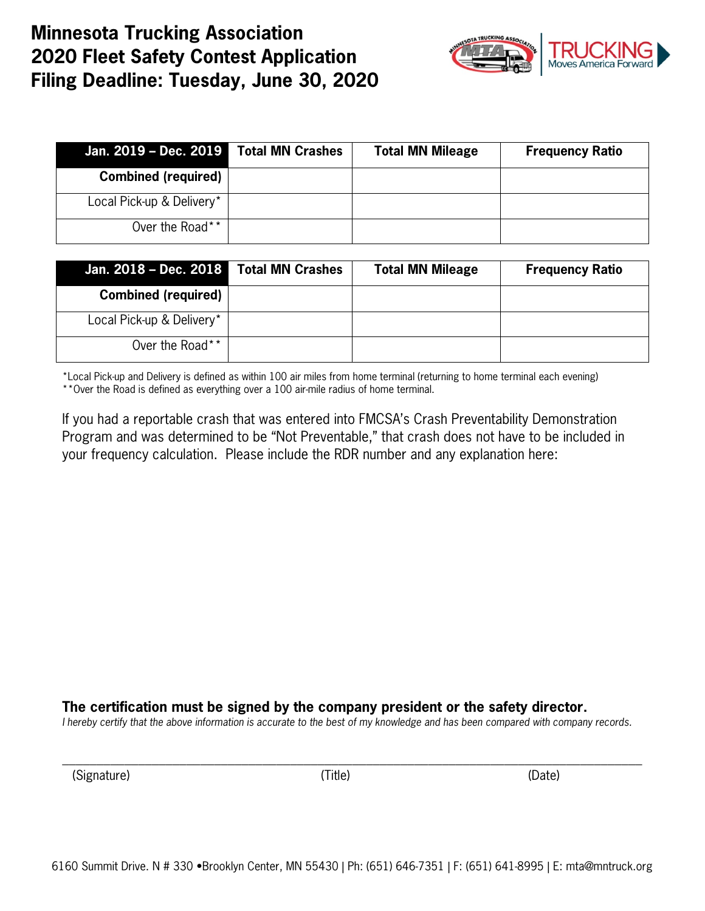# Minnesota Trucking Association
# 2020 Fleet Safety Contest Application
# Filing Deadline: Tuesday, June 30, 2020

| Jan. 2019 – Dec. 2019 | Total MN Crashes | Total MN Mileage | Frequency Ratio |
|---|---|---|---|
| **Combined (required)** | | | |
| Local Pick-up & Delivery* | | | |
| Over the Road** | | | |

| Jan. 2018 – Dec. 2018 | Total MN Crashes | Total MN Mileage | Frequency Ratio |
|---|---|---|---|
| **Combined (required)** | | | |
| Local Pick-up & Delivery* | | | |
| Over the Road** | | | |

*Local Pick-up and Delivery is defined as within 100 air miles from home terminal (returning to home terminal each evening)
**Over the Road is defined as everything over a 100 air-mile radius of home terminal.

If you had a reportable crash that was entered into FMCSA's Crash Preventability Demonstration Program and was determined to be "Not Preventable," that crash does not have to be included in your frequency calculation. Please include the RDR number and any explanation here:

**The certification must be signed by the company president or the safety director.**

*I hereby certify that the above information is accurate to the best of my knowledge and has been compared with company records.*

______________________________________________________________________________

(Signature) (Title) (Date)

6160 Summit Drive. N # 330 •Brooklyn Center, MN 55430 | Ph: (651) 646-7351 | F: (651) 641-8995 | E: mta@mntruck.org